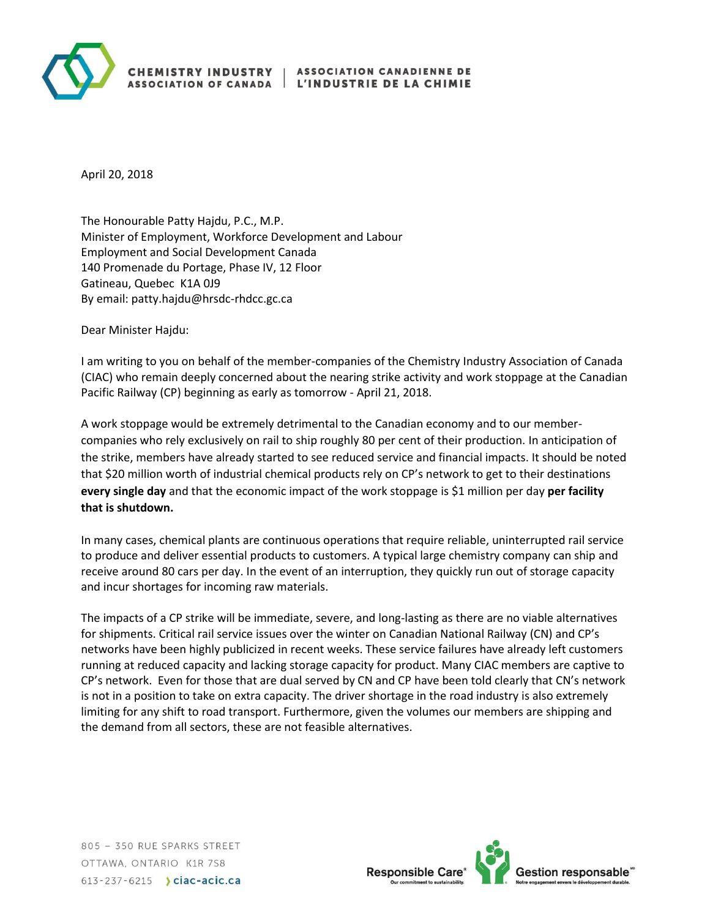CHEMISTRY INDUSTRY ASSOCIATION OF CANADA | ASSOCIATION CANADIENNE DE L'INDUSTRIE DE LA CHIMIE

April 20, 2018

The Honourable Patty Hajdu, P.C., M.P.
Minister of Employment, Workforce Development and Labour
Employment and Social Development Canada
140 Promenade du Portage, Phase IV, 12 Floor
Gatineau, Quebec K1A 0J9
By email: patty.hajdu@hrsdc-rhdcc.gc.ca

Dear Minister Hajdu:

I am writing to you on behalf of the member-companies of the Chemistry Industry Association of Canada (CIAC) who remain deeply concerned about the nearing strike activity and work stoppage at the Canadian Pacific Railway (CP) beginning as early as tomorrow - April 21, 2018.

A work stoppage would be extremely detrimental to the Canadian economy and to our member-companies who rely exclusively on rail to ship roughly 80 per cent of their production. In anticipation of the strike, members have already started to see reduced service and financial impacts. It should be noted that $20 million worth of industrial chemical products rely on CP's network to get to their destinations **every single day** and that the economic impact of the work stoppage is $1 million per day **per facility that is shutdown.**

In many cases, chemical plants are continuous operations that require reliable, uninterrupted rail service to produce and deliver essential products to customers. A typical large chemistry company can ship and receive around 80 cars per day. In the event of an interruption, they quickly run out of storage capacity and incur shortages for incoming raw materials.

The impacts of a CP strike will be immediate, severe, and long-lasting as there are no viable alternatives for shipments. Critical rail service issues over the winter on Canadian National Railway (CN) and CP's networks have been highly publicized in recent weeks. These service failures have already left customers running at reduced capacity and lacking storage capacity for product. Many CIAC members are captive to CP's network. Even for those that are dual served by CN and CP have been told clearly that CN's network is not in a position to take on extra capacity. The driver shortage in the road industry is also extremely limiting for any shift to road transport. Furthermore, given the volumes our members are shipping and the demand from all sectors, these are not feasible alternatives.

805 – 350 RUE SPARKS STREET
OTTAWA, ONTARIO K1R 7S8
613-237-6215 ciac-acic.ca

Responsible Care® Our commitment to sustainability. | Gestion responsable MD Notre engagement envers le développement durable.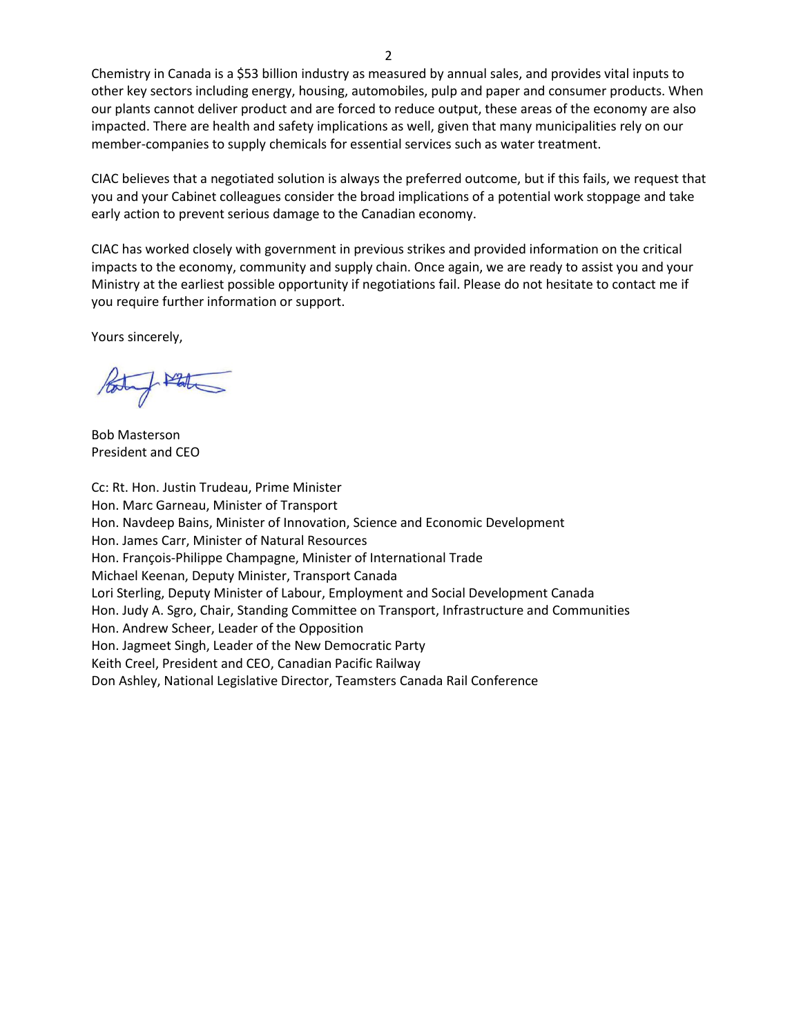Chemistry in Canada is a $53 billion industry as measured by annual sales, and provides vital inputs to other key sectors including energy, housing, automobiles, pulp and paper and consumer products. When our plants cannot deliver product and are forced to reduce output, these areas of the economy are also impacted. There are health and safety implications as well, given that many municipalities rely on our member-companies to supply chemicals for essential services such as water treatment.

CIAC believes that a negotiated solution is always the preferred outcome, but if this fails, we request that you and your Cabinet colleagues consider the broad implications of a potential work stoppage and take early action to prevent serious damage to the Canadian economy.

CIAC has worked closely with government in previous strikes and provided information on the critical impacts to the economy, community and supply chain. Once again, we are ready to assist you and your Ministry at the earliest possible opportunity if negotiations fail. Please do not hesitate to contact me if you require further information or support.

Yours sincerely,

Bob Masterson
President and CEO

Cc: Rt. Hon. Justin Trudeau, Prime Minister
Hon. Marc Garneau, Minister of Transport
Hon. Navdeep Bains, Minister of Innovation, Science and Economic Development
Hon. James Carr, Minister of Natural Resources
Hon. François-Philippe Champagne, Minister of International Trade
Michael Keenan, Deputy Minister, Transport Canada
Lori Sterling, Deputy Minister of Labour, Employment and Social Development Canada
Hon. Judy A. Sgro, Chair, Standing Committee on Transport, Infrastructure and Communities
Hon. Andrew Scheer, Leader of the Opposition
Hon. Jagmeet Singh, Leader of the New Democratic Party
Keith Creel, President and CEO, Canadian Pacific Railway
Don Ashley, National Legislative Director, Teamsters Canada Rail Conference